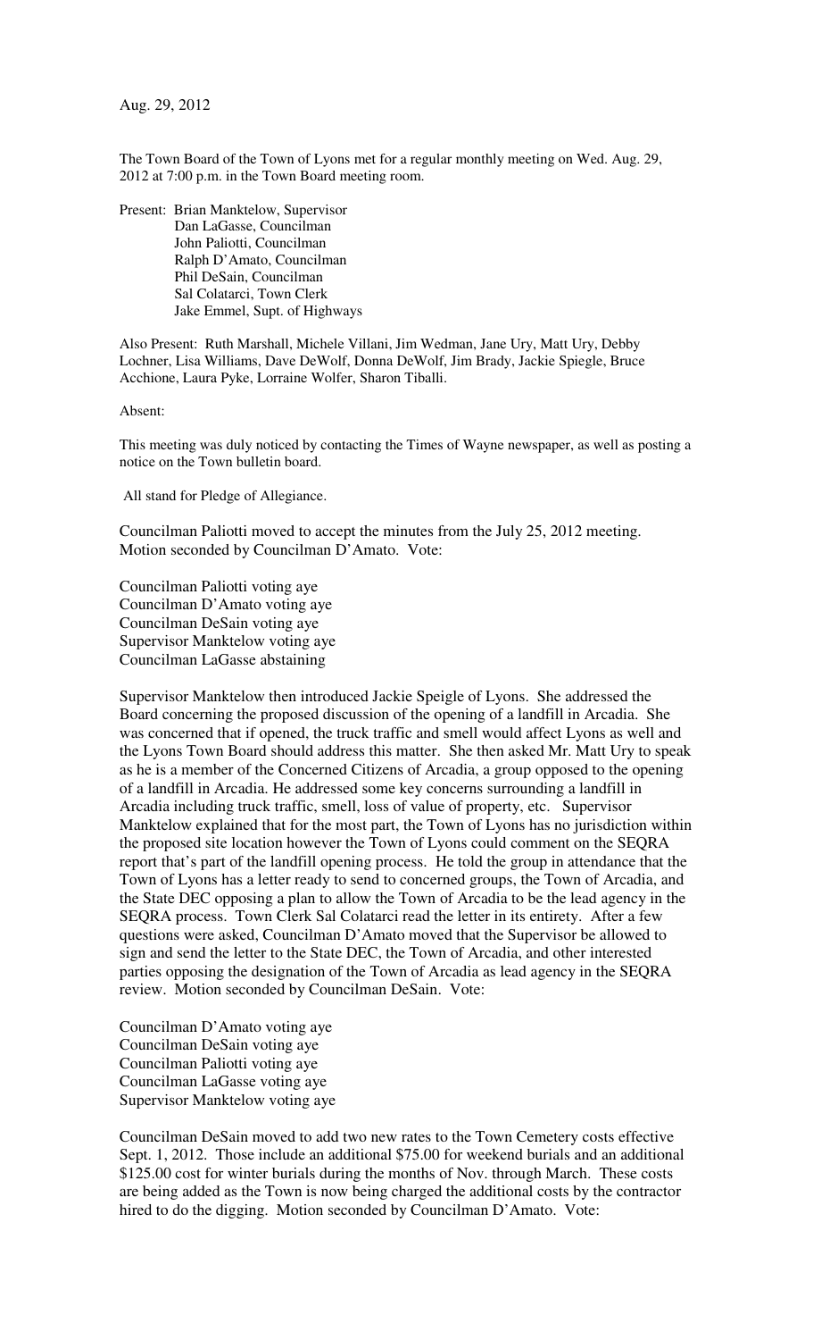Aug. 29, 2012

The Town Board of the Town of Lyons met for a regular monthly meeting on Wed. Aug. 29, 2012 at 7:00 p.m. in the Town Board meeting room.

Present: Brian Manktelow, Supervisor
Dan LaGasse, Councilman
John Paliotti, Councilman
Ralph D'Amato, Councilman
Phil DeSain, Councilman
Sal Colatarci, Town Clerk
Jake Emmel, Supt. of Highways

Also Present: Ruth Marshall, Michele Villani, Jim Wedman, Jane Ury, Matt Ury, Debby Lochner, Lisa Williams, Dave DeWolf, Donna DeWolf, Jim Brady, Jackie Spiegle, Bruce Acchione, Laura Pyke, Lorraine Wolfer, Sharon Tiballi.

Absent:

This meeting was duly noticed by contacting the Times of Wayne newspaper, as well as posting a notice on the Town bulletin board.

All stand for Pledge of Allegiance.

Councilman Paliotti moved to accept the minutes from the July 25, 2012 meeting. Motion seconded by Councilman D'Amato. Vote:

Councilman Paliotti voting aye
Councilman D'Amato voting aye
Councilman DeSain voting aye
Supervisor Manktelow voting aye
Councilman LaGasse abstaining

Supervisor Manktelow then introduced Jackie Speigle of Lyons. She addressed the Board concerning the proposed discussion of the opening of a landfill in Arcadia. She was concerned that if opened, the truck traffic and smell would affect Lyons as well and the Lyons Town Board should address this matter. She then asked Mr. Matt Ury to speak as he is a member of the Concerned Citizens of Arcadia, a group opposed to the opening of a landfill in Arcadia. He addressed some key concerns surrounding a landfill in Arcadia including truck traffic, smell, loss of value of property, etc. Supervisor Manktelow explained that for the most part, the Town of Lyons has no jurisdiction within the proposed site location however the Town of Lyons could comment on the SEQRA report that's part of the landfill opening process. He told the group in attendance that the Town of Lyons has a letter ready to send to concerned groups, the Town of Arcadia, and the State DEC opposing a plan to allow the Town of Arcadia to be the lead agency in the SEQRA process. Town Clerk Sal Colatarci read the letter in its entirety. After a few questions were asked, Councilman D'Amato moved that the Supervisor be allowed to sign and send the letter to the State DEC, the Town of Arcadia, and other interested parties opposing the designation of the Town of Arcadia as lead agency in the SEQRA review. Motion seconded by Councilman DeSain. Vote:

Councilman D'Amato voting aye
Councilman DeSain voting aye
Councilman Paliotti voting aye
Councilman LaGasse voting aye
Supervisor Manktelow voting aye

Councilman DeSain moved to add two new rates to the Town Cemetery costs effective Sept. 1, 2012. Those include an additional $75.00 for weekend burials and an additional $125.00 cost for winter burials during the months of Nov. through March. These costs are being added as the Town is now being charged the additional costs by the contractor hired to do the digging. Motion seconded by Councilman D'Amato. Vote: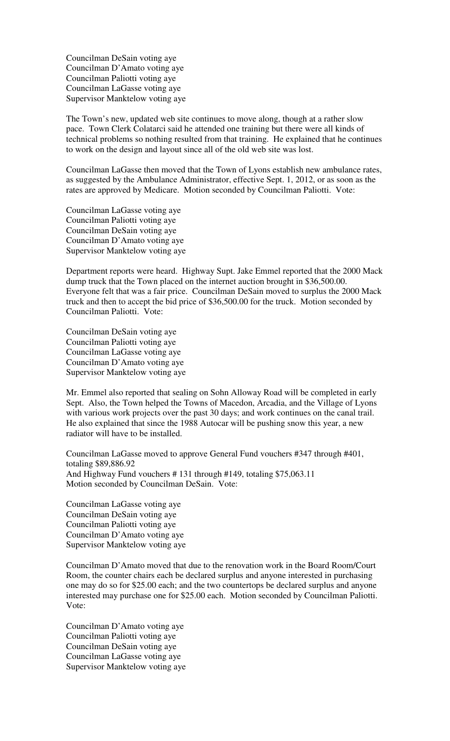Councilman DeSain voting aye
Councilman D'Amato voting aye
Councilman Paliotti voting aye
Councilman LaGasse voting aye
Supervisor Manktelow voting aye

The Town's new, updated web site continues to move along, though at a rather slow pace. Town Clerk Colatarci said he attended one training but there were all kinds of technical problems so nothing resulted from that training. He explained that he continues to work on the design and layout since all of the old web site was lost.

Councilman LaGasse then moved that the Town of Lyons establish new ambulance rates, as suggested by the Ambulance Administrator, effective Sept. 1, 2012, or as soon as the rates are approved by Medicare. Motion seconded by Councilman Paliotti. Vote:

Councilman LaGasse voting aye
Councilman Paliotti voting aye
Councilman DeSain voting aye
Councilman D'Amato voting aye
Supervisor Manktelow voting aye

Department reports were heard. Highway Supt. Jake Emmel reported that the 2000 Mack dump truck that the Town placed on the internet auction brought in $36,500.00. Everyone felt that was a fair price. Councilman DeSain moved to surplus the 2000 Mack truck and then to accept the bid price of $36,500.00 for the truck. Motion seconded by Councilman Paliotti. Vote:

Councilman DeSain voting aye
Councilman Paliotti voting aye
Councilman LaGasse voting aye
Councilman D'Amato voting aye
Supervisor Manktelow voting aye

Mr. Emmel also reported that sealing on Sohn Alloway Road will be completed in early Sept. Also, the Town helped the Towns of Macedon, Arcadia, and the Village of Lyons with various work projects over the past 30 days; and work continues on the canal trail. He also explained that since the 1988 Autocar will be pushing snow this year, a new radiator will have to be installed.

Councilman LaGasse moved to approve General Fund vouchers #347 through #401, totaling $89,886.92
And Highway Fund vouchers # 131 through #149, totaling $75,063.11
Motion seconded by Councilman DeSain. Vote:

Councilman LaGasse voting aye
Councilman DeSain voting aye
Councilman Paliotti voting aye
Councilman D'Amato voting aye
Supervisor Manktelow voting aye

Councilman D'Amato moved that due to the renovation work in the Board Room/Court Room, the counter chairs each be declared surplus and anyone interested in purchasing one may do so for $25.00 each; and the two countertops be declared surplus and anyone interested may purchase one for $25.00 each. Motion seconded by Councilman Paliotti. Vote:

Councilman D'Amato voting aye
Councilman Paliotti voting aye
Councilman DeSain voting aye
Councilman LaGasse voting aye
Supervisor Manktelow voting aye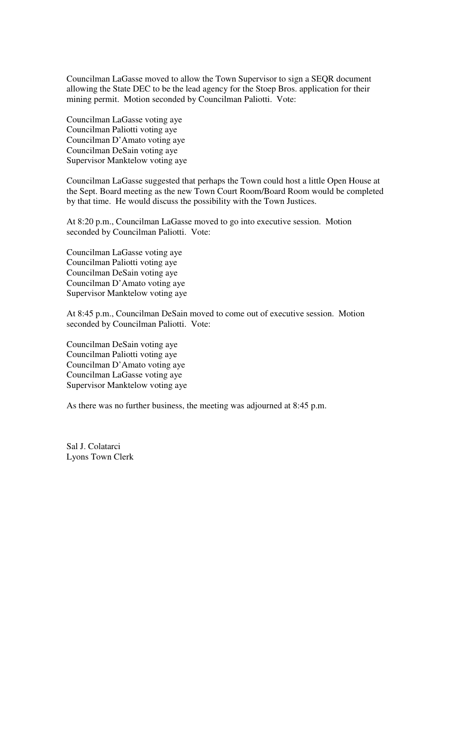Councilman LaGasse moved to allow the Town Supervisor to sign a SEQR document allowing the State DEC to be the lead agency for the Stoep Bros. application for their mining permit. Motion seconded by Councilman Paliotti. Vote:

Councilman LaGasse voting aye
Councilman Paliotti voting aye
Councilman D'Amato voting aye
Councilman DeSain voting aye
Supervisor Manktelow voting aye

Councilman LaGasse suggested that perhaps the Town could host a little Open House at the Sept. Board meeting as the new Town Court Room/Board Room would be completed by that time. He would discuss the possibility with the Town Justices.

At 8:20 p.m., Councilman LaGasse moved to go into executive session. Motion seconded by Councilman Paliotti. Vote:

Councilman LaGasse voting aye
Councilman Paliotti voting aye
Councilman DeSain voting aye
Councilman D'Amato voting aye
Supervisor Manktelow voting aye

At 8:45 p.m., Councilman DeSain moved to come out of executive session. Motion seconded by Councilman Paliotti. Vote:

Councilman DeSain voting aye
Councilman Paliotti voting aye
Councilman D'Amato voting aye
Councilman LaGasse voting aye
Supervisor Manktelow voting aye

As there was no further business, the meeting was adjourned at 8:45 p.m.

Sal J. Colatarci
Lyons Town Clerk